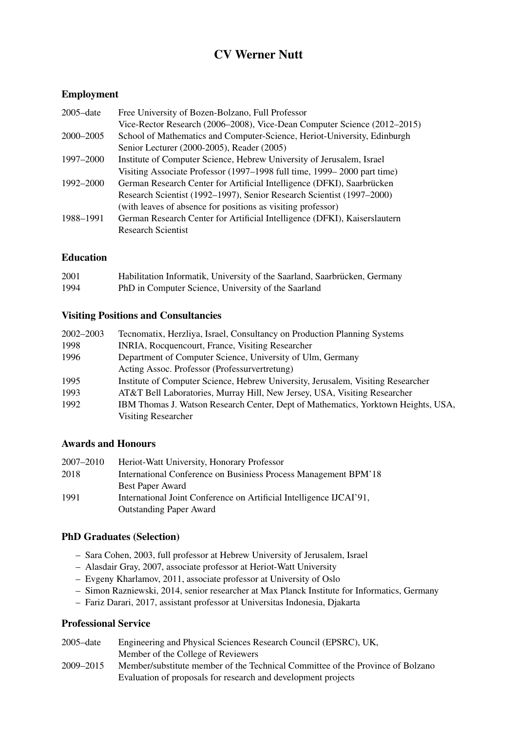# CV Werner Nutt

## Employment

| | |
|---|---|
| 2005–date | Free University of Bozen-Bolzano, Full Professor<br>Vice-Rector Research (2006–2008), Vice-Dean Computer Science (2012–2015) |
| 2000–2005 | School of Mathematics and Computer-Science, Heriot-University, Edinburgh<br>Senior Lecturer (2000-2005), Reader (2005) |
| 1997–2000 | Institute of Computer Science, Hebrew University of Jerusalem, Israel<br>Visiting Associate Professor (1997–1998 full time, 1999– 2000 part time) |
| 1992–2000 | German Research Center for Artificial Intelligence (DFKI), Saarbrücken<br>Research Scientist (1992–1997), Senior Research Scientist (1997–2000)<br>(with leaves of absence for positions as visiting professor) |
| 1988–1991 | German Research Center for Artificial Intelligence (DFKI), Kaiserslautern<br>Research Scientist |

## Education

| | |
|---|---|
| 2001 | Habilitation Informatik, University of the Saarland, Saarbrücken, Germany |
| 1994 | PhD in Computer Science, University of the Saarland |

## Visiting Positions and Consultancies

| | |
|---|---|
| 2002–2003 | Tecnomatix, Herzliya, Israel, Consultancy on Production Planning Systems |
| 1998 | INRIA, Rocquencourt, France, Visiting Researcher |
| 1996 | Department of Computer Science, University of Ulm, Germany<br>Acting Assoc. Professor (Professurvertretung) |
| 1995 | Institute of Computer Science, Hebrew University, Jerusalem, Visiting Researcher |
| 1993 | AT&T Bell Laboratories, Murray Hill, New Jersey, USA, Visiting Researcher |
| 1992 | IBM Thomas J. Watson Research Center, Dept of Mathematics, Yorktown Heights, USA,<br>Visiting Researcher |

## Awards and Honours

| | |
|---|---|
| 2007–2010 | Heriot-Watt University, Honorary Professor |
| 2018 | International Conference on Businiess Process Management BPM'18<br>Best Paper Award |
| 1991 | International Joint Conference on Artificial Intelligence IJCAI'91,<br>Outstanding Paper Award |

## PhD Graduates (Selection)

- Sara Cohen, 2003, full professor at Hebrew University of Jerusalem, Israel
- Alasdair Gray, 2007, associate professor at Heriot-Watt University
- Evgeny Kharlamov, 2011, associate professor at University of Oslo
- Simon Razniewski, 2014, senior researcher at Max Planck Institute for Informatics, Germany
- Fariz Darari, 2017, assistant professor at Universitas Indonesia, Djakarta

## Professional Service

| | |
|---|---|
| 2005–date | Engineering and Physical Sciences Research Council (EPSRC), UK,<br>Member of the College of Reviewers |
| 2009–2015 | Member/substitute member of the Technical Committee of the Province of Bolzano<br>Evaluation of proposals for research and development projects |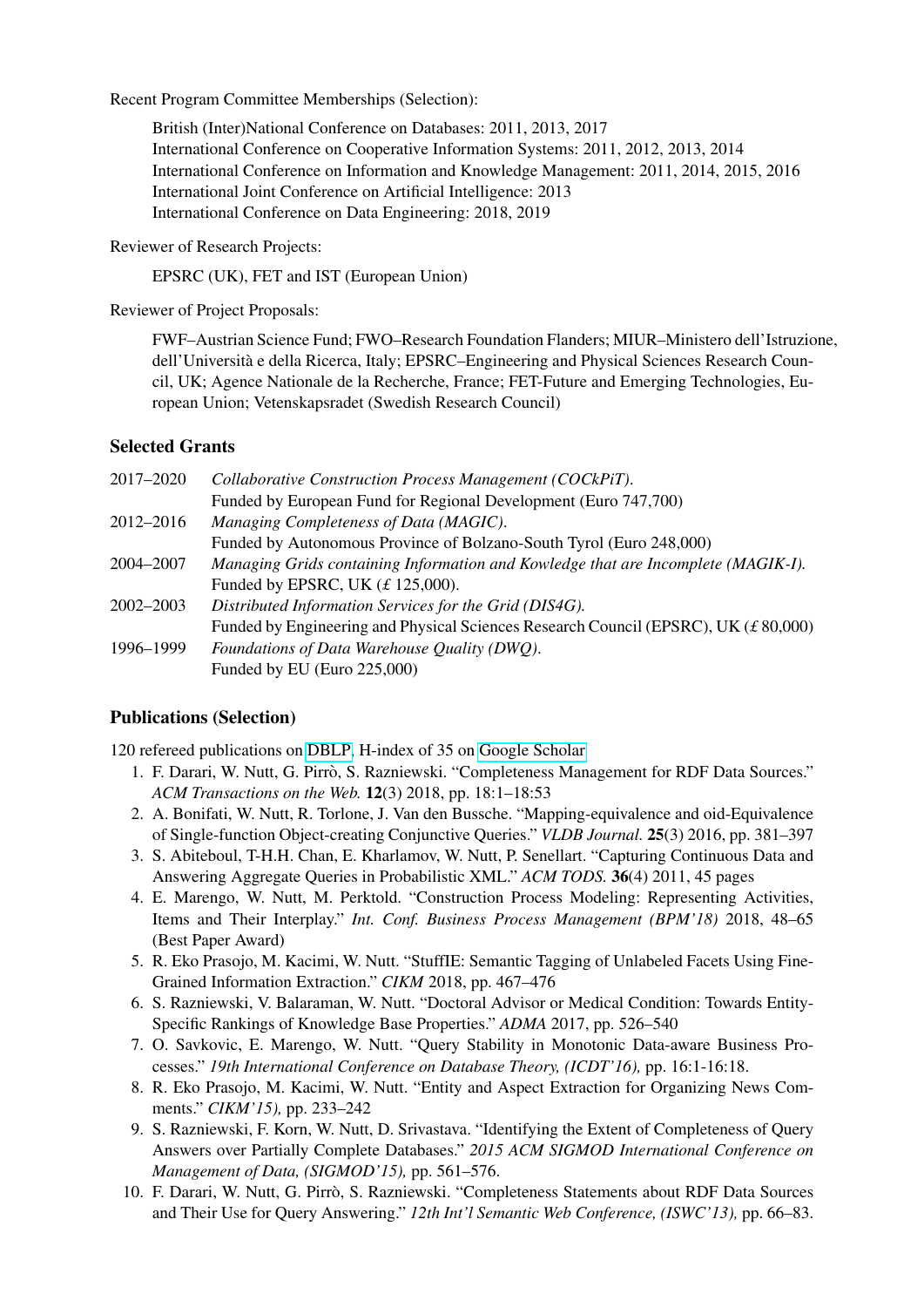Recent Program Committee Memberships (Selection):

British (Inter)National Conference on Databases: 2011, 2013, 2017
International Conference on Cooperative Information Systems: 2011, 2012, 2013, 2014
International Conference on Information and Knowledge Management: 2011, 2014, 2015, 2016
International Joint Conference on Artificial Intelligence: 2013
International Conference on Data Engineering: 2018, 2019

Reviewer of Research Projects:

EPSRC (UK), FET and IST (European Union)

Reviewer of Project Proposals:

FWF–Austrian Science Fund; FWO–Research Foundation Flanders; MIUR–Ministero dell'Istruzione, dell'Università e della Ricerca, Italy; EPSRC–Engineering and Physical Sciences Research Council, UK; Agence Nationale de la Recherche, France; FET-Future and Emerging Technologies, European Union; Vetenskapsradet (Swedish Research Council)

## Selected Grants

| | |
|---|---|
| 2017–2020 | *Collaborative Construction Process Management (COCkPiT).* Funded by European Fund for Regional Development (Euro 747,700) |
| 2012–2016 | *Managing Completeness of Data (MAGIC).* Funded by Autonomous Province of Bolzano-South Tyrol (Euro 248,000) |
| 2004–2007 | *Managing Grids containing Information and Kowledge that are Incomplete (MAGIK-I).* Funded by EPSRC, UK (£ 125,000). |
| 2002–2003 | *Distributed Information Services for the Grid (DIS4G).* Funded by Engineering and Physical Sciences Research Council (EPSRC), UK (£ 80,000) |
| 1996–1999 | *Foundations of Data Warehouse Quality (DWQ).* Funded by EU (Euro 225,000) |

## Publications (Selection)

120 refereed publications on DBLP, H-index of 35 on Google Scholar

1. F. Darari, W. Nutt, G. Pirrò, S. Razniewski. "Completeness Management for RDF Data Sources." *ACM Transactions on the Web.* **12**(3) 2018, pp. 18:1–18:53
2. A. Bonifati, W. Nutt, R. Torlone, J. Van den Bussche. "Mapping-equivalence and oid-Equivalence of Single-function Object-creating Conjunctive Queries." *VLDB Journal.* **25**(3) 2016, pp. 381–397
3. S. Abiteboul, T-H.H. Chan, E. Kharlamov, W. Nutt, P. Senellart. "Capturing Continuous Data and Answering Aggregate Queries in Probabilistic XML." *ACM TODS.* **36**(4) 2011, 45 pages
4. E. Marengo, W. Nutt, M. Perktold. "Construction Process Modeling: Representing Activities, Items and Their Interplay." *Int. Conf. Business Process Management (BPM'18)* 2018, 48–65 (Best Paper Award)
5. R. Eko Prasojo, M. Kacimi, W. Nutt. "StuffIE: Semantic Tagging of Unlabeled Facets Using Fine-Grained Information Extraction." *CIKM* 2018, pp. 467–476
6. S. Razniewski, V. Balaraman, W. Nutt. "Doctoral Advisor or Medical Condition: Towards Entity-Specific Rankings of Knowledge Base Properties." *ADMA* 2017, pp. 526–540
7. O. Savkovic, E. Marengo, W. Nutt. "Query Stability in Monotonic Data-aware Business Processes." *19th International Conference on Database Theory, (ICDT'16),* pp. 16:1-16:18.
8. R. Eko Prasojo, M. Kacimi, W. Nutt. "Entity and Aspect Extraction for Organizing News Comments." *CIKM'15),* pp. 233–242
9. S. Razniewski, F. Korn, W. Nutt, D. Srivastava. "Identifying the Extent of Completeness of Query Answers over Partially Complete Databases." *2015 ACM SIGMOD International Conference on Management of Data, (SIGMOD'15),* pp. 561–576.
10. F. Darari, W. Nutt, G. Pirrò, S. Razniewski. "Completeness Statements about RDF Data Sources and Their Use for Query Answering." *12th Int'l Semantic Web Conference, (ISWC'13),* pp. 66–83.